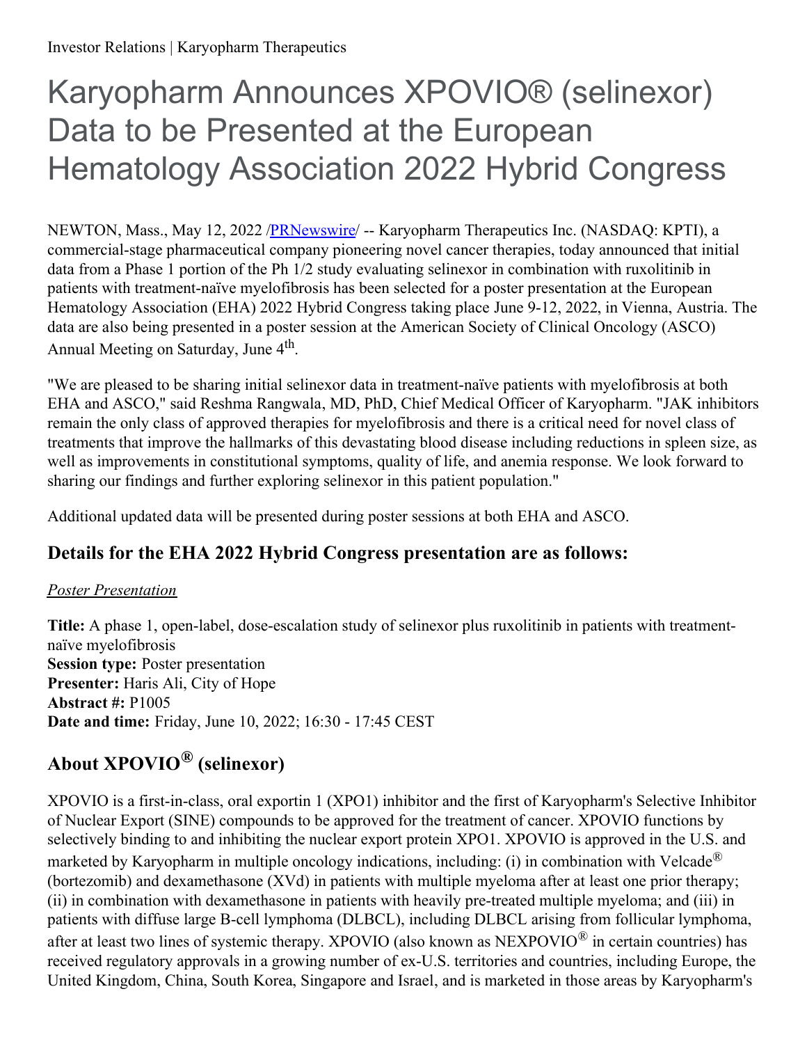Investor Relations | Karyopharm Therapeutics

# Karyopharm Announces XPOVIO® (selinexor) Data to be Presented at the European Hematology Association 2022 Hybrid Congress

NEWTON, Mass., May 12, 2022 /PRNewswire/ -- Karyopharm Therapeutics Inc. (NASDAQ: KPTI), a commercial-stage pharmaceutical company pioneering novel cancer therapies, today announced that initial data from a Phase 1 portion of the Ph 1/2 study evaluating selinexor in combination with ruxolitinib in patients with treatment-naïve myelofibrosis has been selected for a poster presentation at the European Hematology Association (EHA) 2022 Hybrid Congress taking place June 9-12, 2022, in Vienna, Austria. The data are also being presented in a poster session at the American Society of Clinical Oncology (ASCO) Annual Meeting on Saturday, June 4th.

"We are pleased to be sharing initial selinexor data in treatment-naïve patients with myelofibrosis at both EHA and ASCO," said Reshma Rangwala, MD, PhD, Chief Medical Officer of Karyopharm. "JAK inhibitors remain the only class of approved therapies for myelofibrosis and there is a critical need for novel class of treatments that improve the hallmarks of this devastating blood disease including reductions in spleen size, as well as improvements in constitutional symptoms, quality of life, and anemia response. We look forward to sharing our findings and further exploring selinexor in this patient population."

Additional updated data will be presented during poster sessions at both EHA and ASCO.

## Details for the EHA 2022 Hybrid Congress presentation are as follows:

*Poster Presentation*

**Title:** A phase 1, open-label, dose-escalation study of selinexor plus ruxolitinib in patients with treatment-naïve myelofibrosis
**Session type:** Poster presentation
**Presenter:** Haris Ali, City of Hope
**Abstract #:** P1005
**Date and time:** Friday, June 10, 2022; 16:30 - 17:45 CEST

## About XPOVIO® (selinexor)

XPOVIO is a first-in-class, oral exportin 1 (XPO1) inhibitor and the first of Karyopharm's Selective Inhibitor of Nuclear Export (SINE) compounds to be approved for the treatment of cancer. XPOVIO functions by selectively binding to and inhibiting the nuclear export protein XPO1. XPOVIO is approved in the U.S. and marketed by Karyopharm in multiple oncology indications, including: (i) in combination with Velcade® (bortezomib) and dexamethasone (XVd) in patients with multiple myeloma after at least one prior therapy; (ii) in combination with dexamethasone in patients with heavily pre-treated multiple myeloma; and (iii) in patients with diffuse large B-cell lymphoma (DLBCL), including DLBCL arising from follicular lymphoma, after at least two lines of systemic therapy. XPOVIO (also known as NEXPOVIO® in certain countries) has received regulatory approvals in a growing number of ex-U.S. territories and countries, including Europe, the United Kingdom, China, South Korea, Singapore and Israel, and is marketed in those areas by Karyopharm's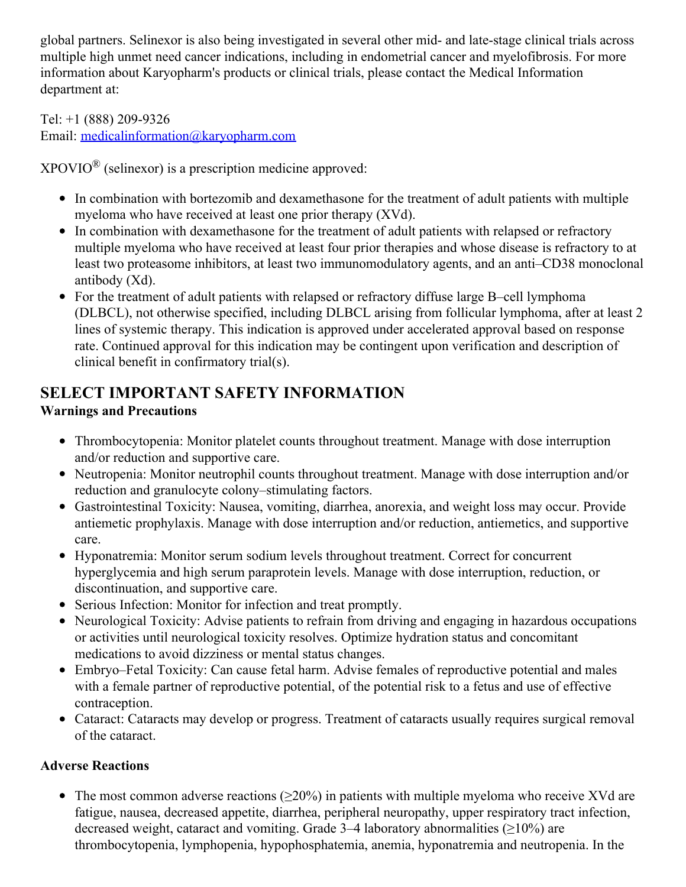global partners. Selinexor is also being investigated in several other mid- and late-stage clinical trials across multiple high unmet need cancer indications, including in endometrial cancer and myelofibrosis. For more information about Karyopharm's products or clinical trials, please contact the Medical Information department at:

Tel: +1 (888) 209-9326
Email: medicalinformation@karyopharm.com

XPOVIO® (selinexor) is a prescription medicine approved:

- In combination with bortezomib and dexamethasone for the treatment of adult patients with multiple myeloma who have received at least one prior therapy (XVd).
- In combination with dexamethasone for the treatment of adult patients with relapsed or refractory multiple myeloma who have received at least four prior therapies and whose disease is refractory to at least two proteasome inhibitors, at least two immunomodulatory agents, and an anti–CD38 monoclonal antibody (Xd).
- For the treatment of adult patients with relapsed or refractory diffuse large B–cell lymphoma (DLBCL), not otherwise specified, including DLBCL arising from follicular lymphoma, after at least 2 lines of systemic therapy. This indication is approved under accelerated approval based on response rate. Continued approval for this indication may be contingent upon verification and description of clinical benefit in confirmatory trial(s).

## SELECT IMPORTANT SAFETY INFORMATION

**Warnings and Precautions**

- Thrombocytopenia: Monitor platelet counts throughout treatment. Manage with dose interruption and/or reduction and supportive care.
- Neutropenia: Monitor neutrophil counts throughout treatment. Manage with dose interruption and/or reduction and granulocyte colony–stimulating factors.
- Gastrointestinal Toxicity: Nausea, vomiting, diarrhea, anorexia, and weight loss may occur. Provide antiemetic prophylaxis. Manage with dose interruption and/or reduction, antiemetics, and supportive care.
- Hyponatremia: Monitor serum sodium levels throughout treatment. Correct for concurrent hyperglycemia and high serum paraprotein levels. Manage with dose interruption, reduction, or discontinuation, and supportive care.
- Serious Infection: Monitor for infection and treat promptly.
- Neurological Toxicity: Advise patients to refrain from driving and engaging in hazardous occupations or activities until neurological toxicity resolves. Optimize hydration status and concomitant medications to avoid dizziness or mental status changes.
- Embryo–Fetal Toxicity: Can cause fetal harm. Advise females of reproductive potential and males with a female partner of reproductive potential, of the potential risk to a fetus and use of effective contraception.
- Cataract: Cataracts may develop or progress. Treatment of cataracts usually requires surgical removal of the cataract.

**Adverse Reactions**

- The most common adverse reactions (≥20%) in patients with multiple myeloma who receive XVd are fatigue, nausea, decreased appetite, diarrhea, peripheral neuropathy, upper respiratory tract infection, decreased weight, cataract and vomiting. Grade 3–4 laboratory abnormalities (≥10%) are thrombocytopenia, lymphopenia, hypophosphatemia, anemia, hyponatremia and neutropenia. In the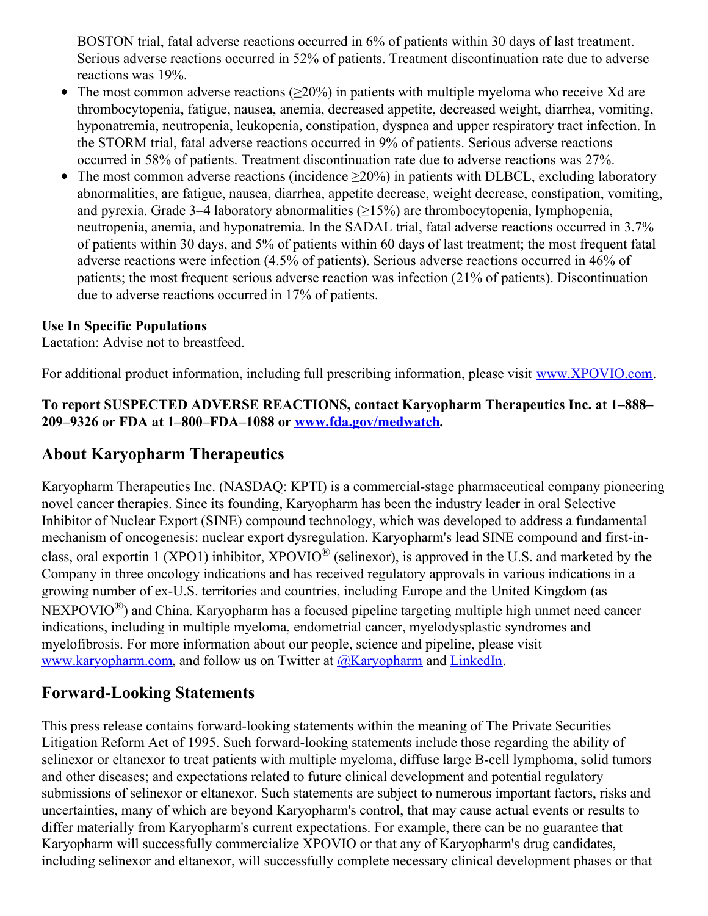BOSTON trial, fatal adverse reactions occurred in 6% of patients within 30 days of last treatment. Serious adverse reactions occurred in 52% of patients. Treatment discontinuation rate due to adverse reactions was 19%.

- The most common adverse reactions (≥20%) in patients with multiple myeloma who receive Xd are thrombocytopenia, fatigue, nausea, anemia, decreased appetite, decreased weight, diarrhea, vomiting, hyponatremia, neutropenia, leukopenia, constipation, dyspnea and upper respiratory tract infection. In the STORM trial, fatal adverse reactions occurred in 9% of patients. Serious adverse reactions occurred in 58% of patients. Treatment discontinuation rate due to adverse reactions was 27%.
- The most common adverse reactions (incidence ≥20%) in patients with DLBCL, excluding laboratory abnormalities, are fatigue, nausea, diarrhea, appetite decrease, weight decrease, constipation, vomiting, and pyrexia. Grade 3–4 laboratory abnormalities (≥15%) are thrombocytopenia, lymphopenia, neutropenia, anemia, and hyponatremia. In the SADAL trial, fatal adverse reactions occurred in 3.7% of patients within 30 days, and 5% of patients within 60 days of last treatment; the most frequent fatal adverse reactions were infection (4.5% of patients). Serious adverse reactions occurred in 46% of patients; the most frequent serious adverse reaction was infection (21% of patients). Discontinuation due to adverse reactions occurred in 17% of patients.

**Use In Specific Populations**
Lactation: Advise not to breastfeed.

For additional product information, including full prescribing information, please visit www.XPOVIO.com.

**To report SUSPECTED ADVERSE REACTIONS, contact Karyopharm Therapeutics Inc. at 1–888–209–9326 or FDA at 1–800–FDA–1088 or www.fda.gov/medwatch.**

## About Karyopharm Therapeutics

Karyopharm Therapeutics Inc. (NASDAQ: KPTI) is a commercial-stage pharmaceutical company pioneering novel cancer therapies. Since its founding, Karyopharm has been the industry leader in oral Selective Inhibitor of Nuclear Export (SINE) compound technology, which was developed to address a fundamental mechanism of oncogenesis: nuclear export dysregulation. Karyopharm's lead SINE compound and first-in-class, oral exportin 1 (XPO1) inhibitor, XPOVIO® (selinexor), is approved in the U.S. and marketed by the Company in three oncology indications and has received regulatory approvals in various indications in a growing number of ex-U.S. territories and countries, including Europe and the United Kingdom (as NEXPOVIO®) and China. Karyopharm has a focused pipeline targeting multiple high unmet need cancer indications, including in multiple myeloma, endometrial cancer, myelodysplastic syndromes and myelofibrosis. For more information about our people, science and pipeline, please visit www.karyopharm.com, and follow us on Twitter at @Karyopharm and LinkedIn.

## Forward-Looking Statements

This press release contains forward-looking statements within the meaning of The Private Securities Litigation Reform Act of 1995. Such forward-looking statements include those regarding the ability of selinexor or eltanexor to treat patients with multiple myeloma, diffuse large B-cell lymphoma, solid tumors and other diseases; and expectations related to future clinical development and potential regulatory submissions of selinexor or eltanexor. Such statements are subject to numerous important factors, risks and uncertainties, many of which are beyond Karyopharm's control, that may cause actual events or results to differ materially from Karyopharm's current expectations. For example, there can be no guarantee that Karyopharm will successfully commercialize XPOVIO or that any of Karyopharm's drug candidates, including selinexor and eltanexor, will successfully complete necessary clinical development phases or that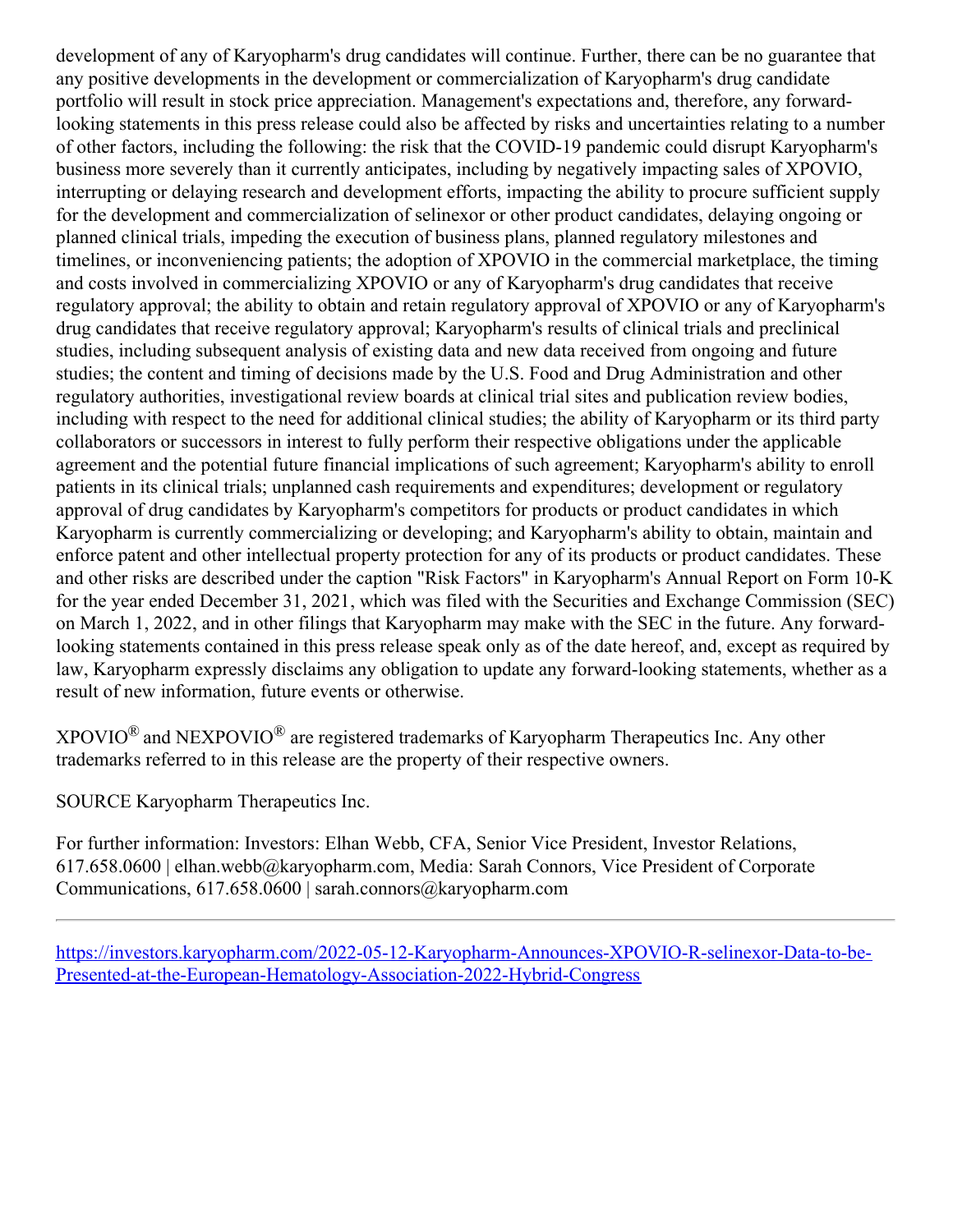development of any of Karyopharm's drug candidates will continue. Further, there can be no guarantee that any positive developments in the development or commercialization of Karyopharm's drug candidate portfolio will result in stock price appreciation. Management's expectations and, therefore, any forward-looking statements in this press release could also be affected by risks and uncertainties relating to a number of other factors, including the following: the risk that the COVID-19 pandemic could disrupt Karyopharm's business more severely than it currently anticipates, including by negatively impacting sales of XPOVIO, interrupting or delaying research and development efforts, impacting the ability to procure sufficient supply for the development and commercialization of selinexor or other product candidates, delaying ongoing or planned clinical trials, impeding the execution of business plans, planned regulatory milestones and timelines, or inconveniencing patients; the adoption of XPOVIO in the commercial marketplace, the timing and costs involved in commercializing XPOVIO or any of Karyopharm's drug candidates that receive regulatory approval; the ability to obtain and retain regulatory approval of XPOVIO or any of Karyopharm's drug candidates that receive regulatory approval; Karyopharm's results of clinical trials and preclinical studies, including subsequent analysis of existing data and new data received from ongoing and future studies; the content and timing of decisions made by the U.S. Food and Drug Administration and other regulatory authorities, investigational review boards at clinical trial sites and publication review bodies, including with respect to the need for additional clinical studies; the ability of Karyopharm or its third party collaborators or successors in interest to fully perform their respective obligations under the applicable agreement and the potential future financial implications of such agreement; Karyopharm's ability to enroll patients in its clinical trials; unplanned cash requirements and expenditures; development or regulatory approval of drug candidates by Karyopharm's competitors for products or product candidates in which Karyopharm is currently commercializing or developing; and Karyopharm's ability to obtain, maintain and enforce patent and other intellectual property protection for any of its products or product candidates. These and other risks are described under the caption "Risk Factors" in Karyopharm's Annual Report on Form 10-K for the year ended December 31, 2021, which was filed with the Securities and Exchange Commission (SEC) on March 1, 2022, and in other filings that Karyopharm may make with the SEC in the future. Any forward-looking statements contained in this press release speak only as of the date hereof, and, except as required by law, Karyopharm expressly disclaims any obligation to update any forward-looking statements, whether as a result of new information, future events or otherwise.

XPOVIO® and NEXPOVIO® are registered trademarks of Karyopharm Therapeutics Inc. Any other trademarks referred to in this release are the property of their respective owners.

SOURCE Karyopharm Therapeutics Inc.

For further information: Investors: Elhan Webb, CFA, Senior Vice President, Investor Relations, 617.658.0600 | elhan.webb@karyopharm.com, Media: Sarah Connors, Vice President of Corporate Communications, 617.658.0600 | sarah.connors@karyopharm.com

---

https://investors.karyopharm.com/2022-05-12-Karyopharm-Announces-XPOVIO-R-selinexor-Data-to-be-Presented-at-the-European-Hematology-Association-2022-Hybrid-Congress